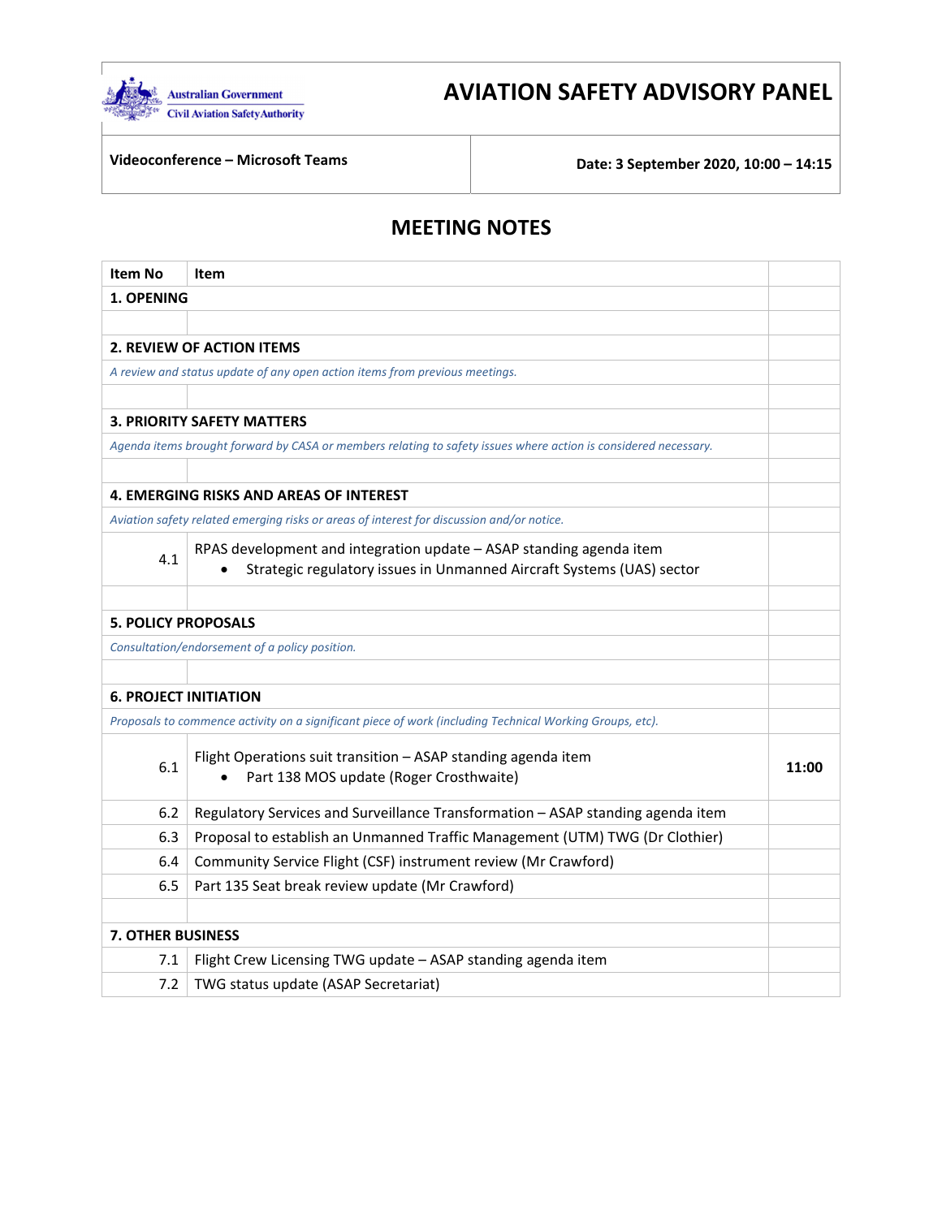Australian Government
Civil Aviation Safety Authority

# AVIATION SAFETY ADVISORY PANEL

| **Videoconference – Microsoft Teams** | **Date: 3 September 2020, 10:00 – 14:15** |
|---|---|

## MEETING NOTES

| Item No | Item | |
|---|---|---|
| **1. OPENING** | | |
| | | |
| **2. REVIEW OF ACTION ITEMS** | | |
| *A review and status update of any open action items from previous meetings.* | | |
| | | |
| **3. PRIORITY SAFETY MATTERS** | | |
| *Agenda items brought forward by CASA or members relating to safety issues where action is considered necessary.* | | |
| | | |
| **4. EMERGING RISKS AND AREAS OF INTEREST** | | |
| *Aviation safety related emerging risks or areas of interest for discussion and/or notice.* | | |
| 4.1 | RPAS development and integration update – ASAP standing agenda item<br>• Strategic regulatory issues in Unmanned Aircraft Systems (UAS) sector | |
| | | |
| **5. POLICY PROPOSALS** | | |
| *Consultation/endorsement of a policy position.* | | |
| | | |
| **6. PROJECT INITIATION** | | |
| *Proposals to commence activity on a significant piece of work (including Technical Working Groups, etc).* | | |
| 6.1 | Flight Operations suit transition – ASAP standing agenda item<br>• Part 138 MOS update (Roger Crosthwaite) | **11:00** |
| 6.2 | Regulatory Services and Surveillance Transformation – ASAP standing agenda item | |
| 6.3 | Proposal to establish an Unmanned Traffic Management (UTM) TWG (Dr Clothier) | |
| 6.4 | Community Service Flight (CSF) instrument review (Mr Crawford) | |
| 6.5 | Part 135 Seat break review update (Mr Crawford) | |
| | | |
| **7. OTHER BUSINESS** | | |
| 7.1 | Flight Crew Licensing TWG update – ASAP standing agenda item | |
| 7.2 | TWG status update (ASAP Secretariat) | |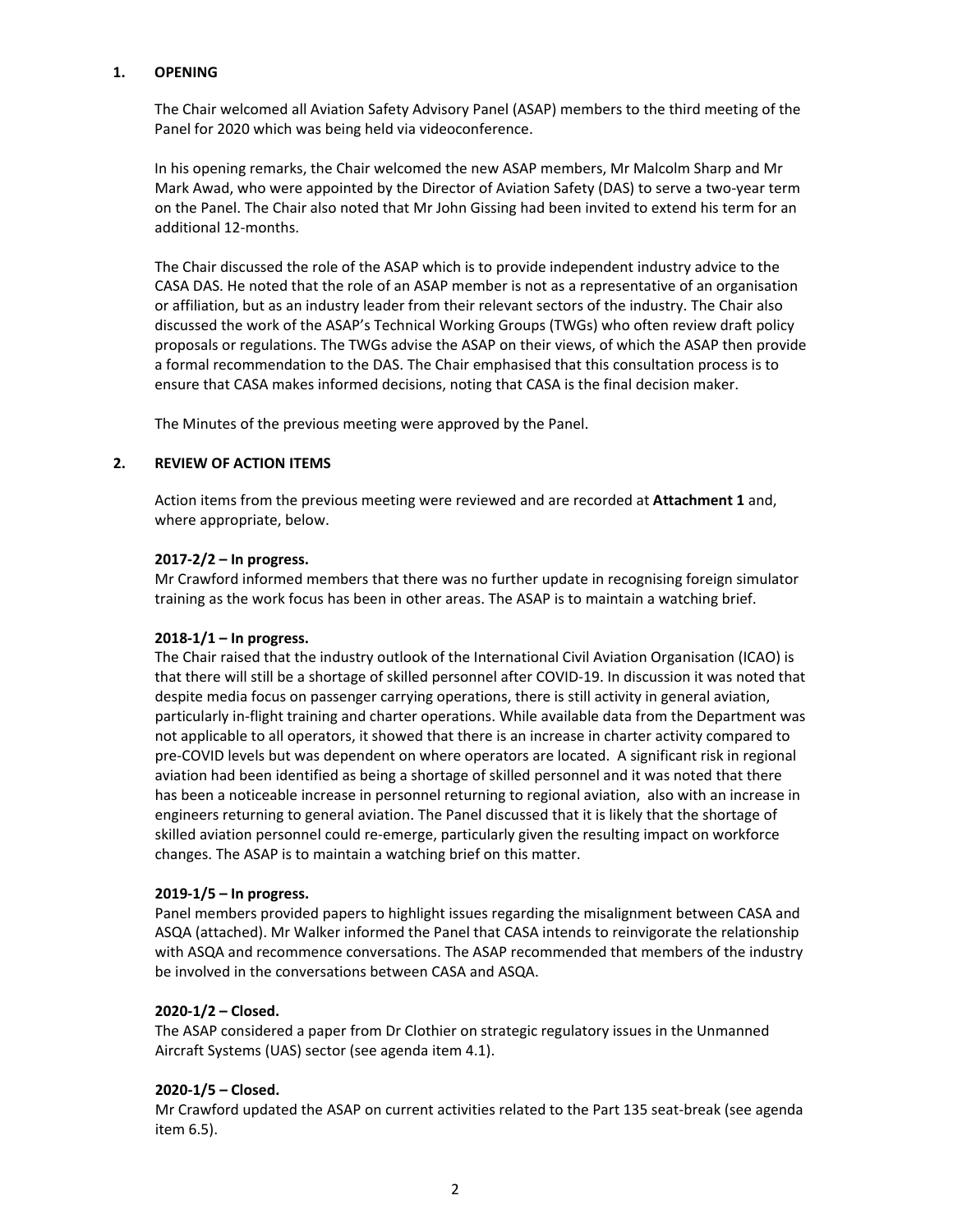## 1. OPENING

The Chair welcomed all Aviation Safety Advisory Panel (ASAP) members to the third meeting of the Panel for 2020 which was being held via videoconference.

In his opening remarks, the Chair welcomed the new ASAP members, Mr Malcolm Sharp and Mr Mark Awad, who were appointed by the Director of Aviation Safety (DAS) to serve a two-year term on the Panel. The Chair also noted that Mr John Gissing had been invited to extend his term for an additional 12-months.

The Chair discussed the role of the ASAP which is to provide independent industry advice to the CASA DAS. He noted that the role of an ASAP member is not as a representative of an organisation or affiliation, but as an industry leader from their relevant sectors of the industry. The Chair also discussed the work of the ASAP's Technical Working Groups (TWGs) who often review draft policy proposals or regulations. The TWGs advise the ASAP on their views, of which the ASAP then provide a formal recommendation to the DAS. The Chair emphasised that this consultation process is to ensure that CASA makes informed decisions, noting that CASA is the final decision maker.

The Minutes of the previous meeting were approved by the Panel.

## 2. REVIEW OF ACTION ITEMS

Action items from the previous meeting were reviewed and are recorded at **Attachment 1** and, where appropriate, below.

**2017-2/2 – In progress.**
Mr Crawford informed members that there was no further update in recognising foreign simulator training as the work focus has been in other areas. The ASAP is to maintain a watching brief.

**2018-1/1 – In progress.**
The Chair raised that the industry outlook of the International Civil Aviation Organisation (ICAO) is that there will still be a shortage of skilled personnel after COVID-19. In discussion it was noted that despite media focus on passenger carrying operations, there is still activity in general aviation, particularly in-flight training and charter operations. While available data from the Department was not applicable to all operators, it showed that there is an increase in charter activity compared to pre-COVID levels but was dependent on where operators are located. A significant risk in regional aviation had been identified as being a shortage of skilled personnel and it was noted that there has been a noticeable increase in personnel returning to regional aviation, also with an increase in engineers returning to general aviation. The Panel discussed that it is likely that the shortage of skilled aviation personnel could re-emerge, particularly given the resulting impact on workforce changes. The ASAP is to maintain a watching brief on this matter.

**2019-1/5 – In progress.**
Panel members provided papers to highlight issues regarding the misalignment between CASA and ASQA (attached). Mr Walker informed the Panel that CASA intends to reinvigorate the relationship with ASQA and recommence conversations. The ASAP recommended that members of the industry be involved in the conversations between CASA and ASQA.

**2020-1/2 – Closed.**
The ASAP considered a paper from Dr Clothier on strategic regulatory issues in the Unmanned Aircraft Systems (UAS) sector (see agenda item 4.1).

**2020-1/5 – Closed.**
Mr Crawford updated the ASAP on current activities related to the Part 135 seat-break (see agenda item 6.5).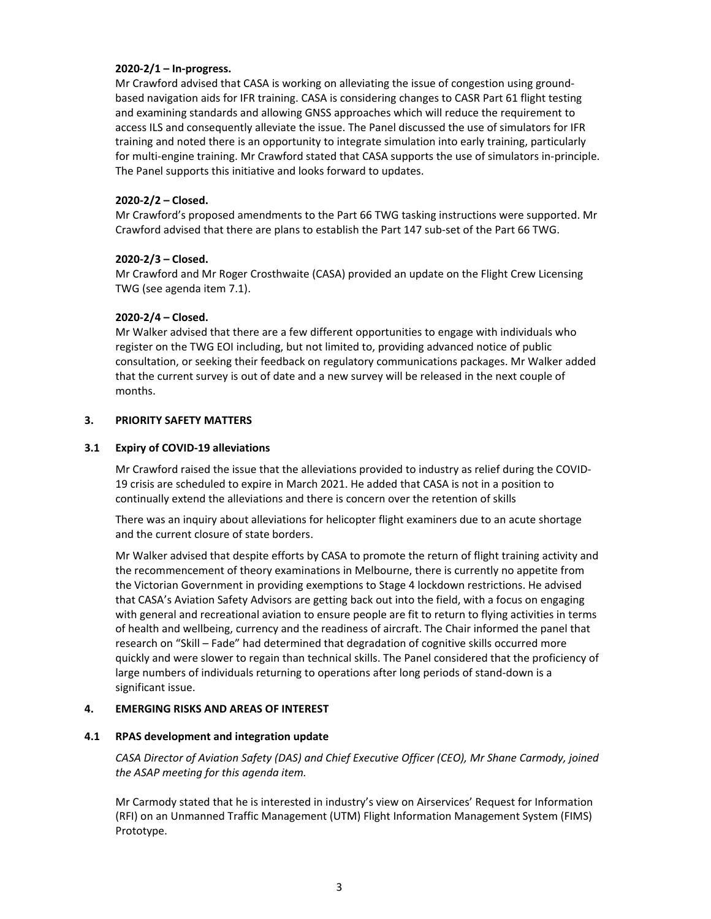**2020-2/1 – In-progress.**

Mr Crawford advised that CASA is working on alleviating the issue of congestion using ground-based navigation aids for IFR training. CASA is considering changes to CASR Part 61 flight testing and examining standards and allowing GNSS approaches which will reduce the requirement to access ILS and consequently alleviate the issue. The Panel discussed the use of simulators for IFR training and noted there is an opportunity to integrate simulation into early training, particularly for multi-engine training. Mr Crawford stated that CASA supports the use of simulators in-principle. The Panel supports this initiative and looks forward to updates.

**2020-2/2 – Closed.**

Mr Crawford's proposed amendments to the Part 66 TWG tasking instructions were supported. Mr Crawford advised that there are plans to establish the Part 147 sub-set of the Part 66 TWG.

**2020-2/3 – Closed.**

Mr Crawford and Mr Roger Crosthwaite (CASA) provided an update on the Flight Crew Licensing TWG (see agenda item 7.1).

**2020-2/4 – Closed.**

Mr Walker advised that there are a few different opportunities to engage with individuals who register on the TWG EOI including, but not limited to, providing advanced notice of public consultation, or seeking their feedback on regulatory communications packages. Mr Walker added that the current survey is out of date and a new survey will be released in the next couple of months.

## 3. PRIORITY SAFETY MATTERS

### 3.1 Expiry of COVID-19 alleviations

Mr Crawford raised the issue that the alleviations provided to industry as relief during the COVID-19 crisis are scheduled to expire in March 2021. He added that CASA is not in a position to continually extend the alleviations and there is concern over the retention of skills

There was an inquiry about alleviations for helicopter flight examiners due to an acute shortage and the current closure of state borders.

Mr Walker advised that despite efforts by CASA to promote the return of flight training activity and the recommencement of theory examinations in Melbourne, there is currently no appetite from the Victorian Government in providing exemptions to Stage 4 lockdown restrictions. He advised that CASA's Aviation Safety Advisors are getting back out into the field, with a focus on engaging with general and recreational aviation to ensure people are fit to return to flying activities in terms of health and wellbeing, currency and the readiness of aircraft. The Chair informed the panel that research on "Skill – Fade" had determined that degradation of cognitive skills occurred more quickly and were slower to regain than technical skills. The Panel considered that the proficiency of large numbers of individuals returning to operations after long periods of stand-down is a significant issue.

## 4. EMERGING RISKS AND AREAS OF INTEREST

### 4.1 RPAS development and integration update

*CASA Director of Aviation Safety (DAS) and Chief Executive Officer (CEO), Mr Shane Carmody, joined the ASAP meeting for this agenda item.*

Mr Carmody stated that he is interested in industry's view on Airservices' Request for Information (RFI) on an Unmanned Traffic Management (UTM) Flight Information Management System (FIMS) Prototype.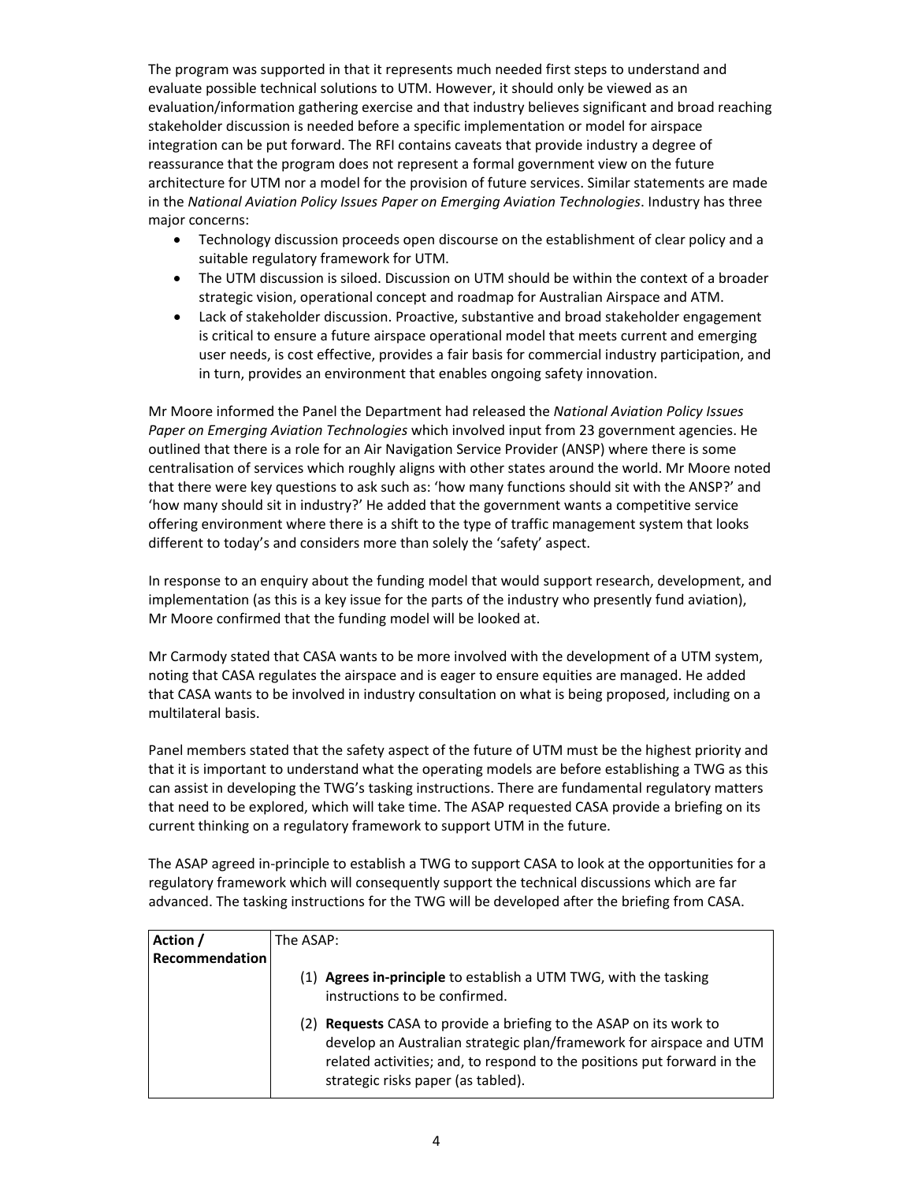The program was supported in that it represents much needed first steps to understand and evaluate possible technical solutions to UTM. However, it should only be viewed as an evaluation/information gathering exercise and that industry believes significant and broad reaching stakeholder discussion is needed before a specific implementation or model for airspace integration can be put forward. The RFI contains caveats that provide industry a degree of reassurance that the program does not represent a formal government view on the future architecture for UTM nor a model for the provision of future services. Similar statements are made in the *National Aviation Policy Issues Paper on Emerging Aviation Technologies*. Industry has three major concerns:

- Technology discussion proceeds open discourse on the establishment of clear policy and a suitable regulatory framework for UTM.
- The UTM discussion is siloed. Discussion on UTM should be within the context of a broader strategic vision, operational concept and roadmap for Australian Airspace and ATM.
- Lack of stakeholder discussion. Proactive, substantive and broad stakeholder engagement is critical to ensure a future airspace operational model that meets current and emerging user needs, is cost effective, provides a fair basis for commercial industry participation, and in turn, provides an environment that enables ongoing safety innovation.

Mr Moore informed the Panel the Department had released the *National Aviation Policy Issues Paper on Emerging Aviation Technologies* which involved input from 23 government agencies. He outlined that there is a role for an Air Navigation Service Provider (ANSP) where there is some centralisation of services which roughly aligns with other states around the world. Mr Moore noted that there were key questions to ask such as: 'how many functions should sit with the ANSP?' and 'how many should sit in industry?' He added that the government wants a competitive service offering environment where there is a shift to the type of traffic management system that looks different to today's and considers more than solely the 'safety' aspect.

In response to an enquiry about the funding model that would support research, development, and implementation (as this is a key issue for the parts of the industry who presently fund aviation), Mr Moore confirmed that the funding model will be looked at.

Mr Carmody stated that CASA wants to be more involved with the development of a UTM system, noting that CASA regulates the airspace and is eager to ensure equities are managed. He added that CASA wants to be involved in industry consultation on what is being proposed, including on a multilateral basis.

Panel members stated that the safety aspect of the future of UTM must be the highest priority and that it is important to understand what the operating models are before establishing a TWG as this can assist in developing the TWG's tasking instructions. There are fundamental regulatory matters that need to be explored, which will take time. The ASAP requested CASA provide a briefing on its current thinking on a regulatory framework to support UTM in the future.

The ASAP agreed in-principle to establish a TWG to support CASA to look at the opportunities for a regulatory framework which will consequently support the technical discussions which are far advanced. The tasking instructions for the TWG will be developed after the briefing from CASA.

| **Action / Recommendation** | The ASAP:<br>(1) **Agrees in-principle** to establish a UTM TWG, with the tasking instructions to be confirmed.<br>(2) **Requests** CASA to provide a briefing to the ASAP on its work to develop an Australian strategic plan/framework for airspace and UTM related activities; and, to respond to the positions put forward in the strategic risks paper (as tabled). |
|---|---|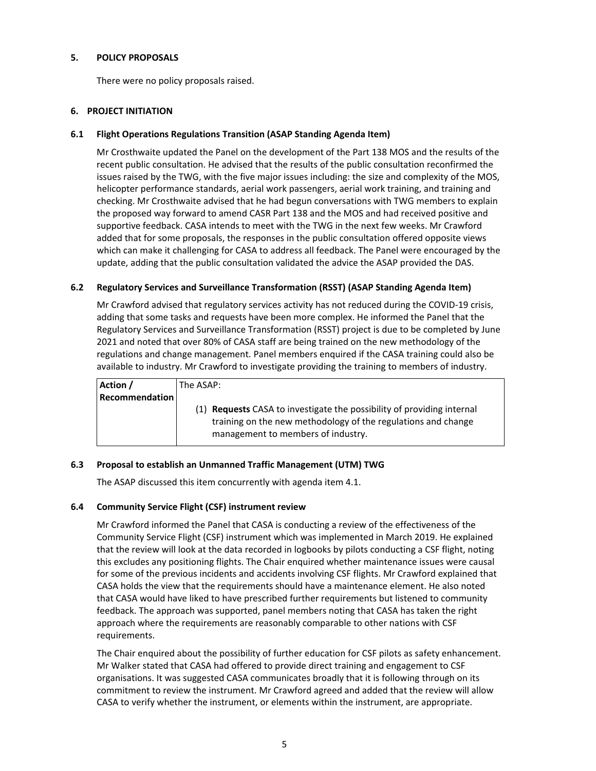## 5. POLICY PROPOSALS

There were no policy proposals raised.

## 6. PROJECT INITIATION

### 6.1 Flight Operations Regulations Transition (ASAP Standing Agenda Item)

Mr Crosthwaite updated the Panel on the development of the Part 138 MOS and the results of the recent public consultation. He advised that the results of the public consultation reconfirmed the issues raised by the TWG, with the five major issues including: the size and complexity of the MOS, helicopter performance standards, aerial work passengers, aerial work training, and training and checking. Mr Crosthwaite advised that he had begun conversations with TWG members to explain the proposed way forward to amend CASR Part 138 and the MOS and had received positive and supportive feedback. CASA intends to meet with the TWG in the next few weeks. Mr Crawford added that for some proposals, the responses in the public consultation offered opposite views which can make it challenging for CASA to address all feedback. The Panel were encouraged by the update, adding that the public consultation validated the advice the ASAP provided the DAS.

### 6.2 Regulatory Services and Surveillance Transformation (RSST) (ASAP Standing Agenda Item)

Mr Crawford advised that regulatory services activity has not reduced during the COVID-19 crisis, adding that some tasks and requests have been more complex. He informed the Panel that the Regulatory Services and Surveillance Transformation (RSST) project is due to be completed by June 2021 and noted that over 80% of CASA staff are being trained on the new methodology of the regulations and change management. Panel members enquired if the CASA training could also be available to industry. Mr Crawford to investigate providing the training to members of industry.

| **Action / Recommendation** | The ASAP:<br><br>(1) **Requests** CASA to investigate the possibility of providing internal training on the new methodology of the regulations and change management to members of industry. |
|---|---|

### 6.3 Proposal to establish an Unmanned Traffic Management (UTM) TWG

The ASAP discussed this item concurrently with agenda item 4.1.

### 6.4 Community Service Flight (CSF) instrument review

Mr Crawford informed the Panel that CASA is conducting a review of the effectiveness of the Community Service Flight (CSF) instrument which was implemented in March 2019. He explained that the review will look at the data recorded in logbooks by pilots conducting a CSF flight, noting this excludes any positioning flights. The Chair enquired whether maintenance issues were causal for some of the previous incidents and accidents involving CSF flights. Mr Crawford explained that CASA holds the view that the requirements should have a maintenance element. He also noted that CASA would have liked to have prescribed further requirements but listened to community feedback. The approach was supported, panel members noting that CASA has taken the right approach where the requirements are reasonably comparable to other nations with CSF requirements.

The Chair enquired about the possibility of further education for CSF pilots as safety enhancement. Mr Walker stated that CASA had offered to provide direct training and engagement to CSF organisations. It was suggested CASA communicates broadly that it is following through on its commitment to review the instrument. Mr Crawford agreed and added that the review will allow CASA to verify whether the instrument, or elements within the instrument, are appropriate.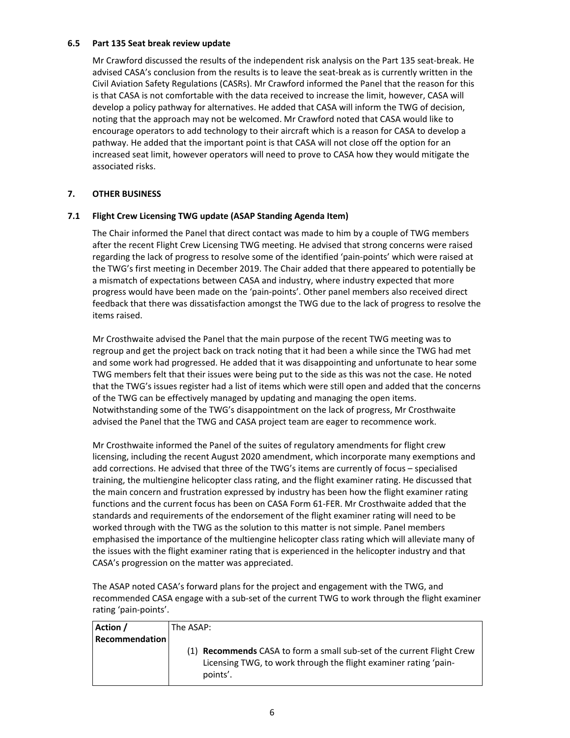### 6.5 Part 135 Seat break review update

Mr Crawford discussed the results of the independent risk analysis on the Part 135 seat-break. He advised CASA's conclusion from the results is to leave the seat-break as is currently written in the Civil Aviation Safety Regulations (CASRs). Mr Crawford informed the Panel that the reason for this is that CASA is not comfortable with the data received to increase the limit, however, CASA will develop a policy pathway for alternatives. He added that CASA will inform the TWG of decision, noting that the approach may not be welcomed. Mr Crawford noted that CASA would like to encourage operators to add technology to their aircraft which is a reason for CASA to develop a pathway. He added that the important point is that CASA will not close off the option for an increased seat limit, however operators will need to prove to CASA how they would mitigate the associated risks.

## 7. OTHER BUSINESS

### 7.1 Flight Crew Licensing TWG update (ASAP Standing Agenda Item)

The Chair informed the Panel that direct contact was made to him by a couple of TWG members after the recent Flight Crew Licensing TWG meeting. He advised that strong concerns were raised regarding the lack of progress to resolve some of the identified 'pain-points' which were raised at the TWG's first meeting in December 2019. The Chair added that there appeared to potentially be a mismatch of expectations between CASA and industry, where industry expected that more progress would have been made on the 'pain-points'. Other panel members also received direct feedback that there was dissatisfaction amongst the TWG due to the lack of progress to resolve the items raised.

Mr Crosthwaite advised the Panel that the main purpose of the recent TWG meeting was to regroup and get the project back on track noting that it had been a while since the TWG had met and some work had progressed. He added that it was disappointing and unfortunate to hear some TWG members felt that their issues were being put to the side as this was not the case. He noted that the TWG's issues register had a list of items which were still open and added that the concerns of the TWG can be effectively managed by updating and managing the open items. Notwithstanding some of the TWG's disappointment on the lack of progress, Mr Crosthwaite advised the Panel that the TWG and CASA project team are eager to recommence work.

Mr Crosthwaite informed the Panel of the suites of regulatory amendments for flight crew licensing, including the recent August 2020 amendment, which incorporate many exemptions and add corrections. He advised that three of the TWG's items are currently of focus – specialised training, the multiengine helicopter class rating, and the flight examiner rating. He discussed that the main concern and frustration expressed by industry has been how the flight examiner rating functions and the current focus has been on CASA Form 61-FER. Mr Crosthwaite added that the standards and requirements of the endorsement of the flight examiner rating will need to be worked through with the TWG as the solution to this matter is not simple. Panel members emphasised the importance of the multiengine helicopter class rating which will alleviate many of the issues with the flight examiner rating that is experienced in the helicopter industry and that CASA's progression on the matter was appreciated.

The ASAP noted CASA's forward plans for the project and engagement with the TWG, and recommended CASA engage with a sub-set of the current TWG to work through the flight examiner rating 'pain-points'.

| **Action / Recommendation** | The ASAP:<br><br>(1) **Recommends** CASA to form a small sub-set of the current Flight Crew Licensing TWG, to work through the flight examiner rating 'pain-points'. |
|---|---|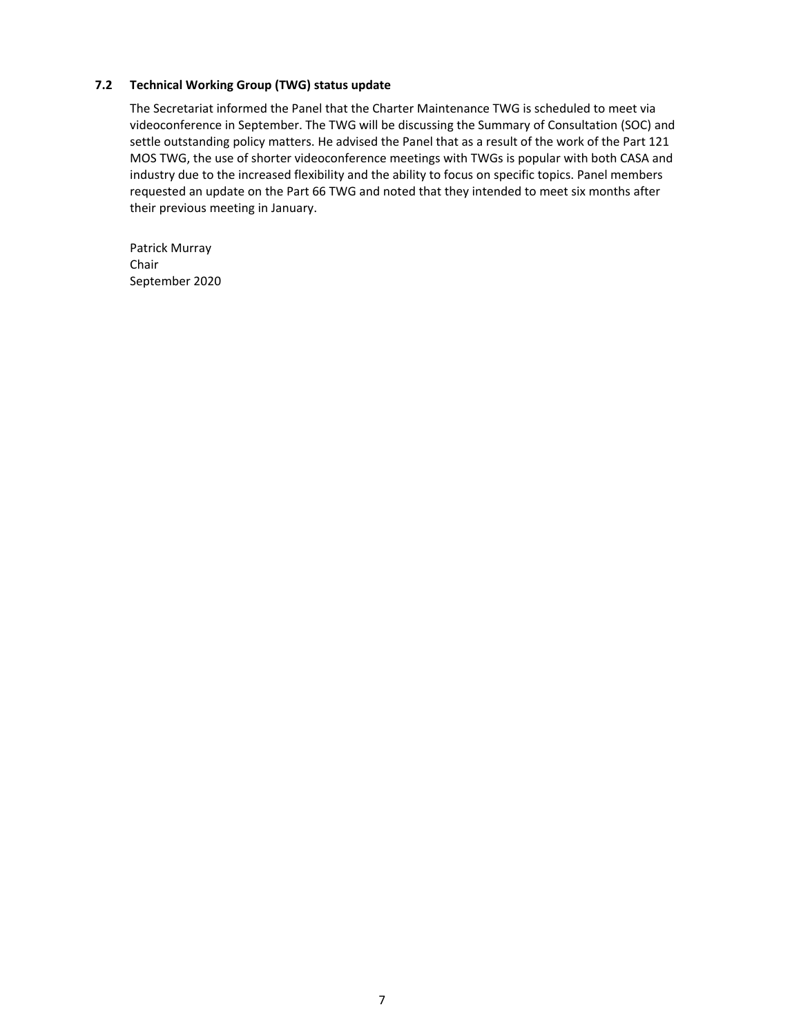### 7.2 Technical Working Group (TWG) status update

The Secretariat informed the Panel that the Charter Maintenance TWG is scheduled to meet via videoconference in September. The TWG will be discussing the Summary of Consultation (SOC) and settle outstanding policy matters. He advised the Panel that as a result of the work of the Part 121 MOS TWG, the use of shorter videoconference meetings with TWGs is popular with both CASA and industry due to the increased flexibility and the ability to focus on specific topics. Panel members requested an update on the Part 66 TWG and noted that they intended to meet six months after their previous meeting in January.

Patrick Murray
Chair
September 2020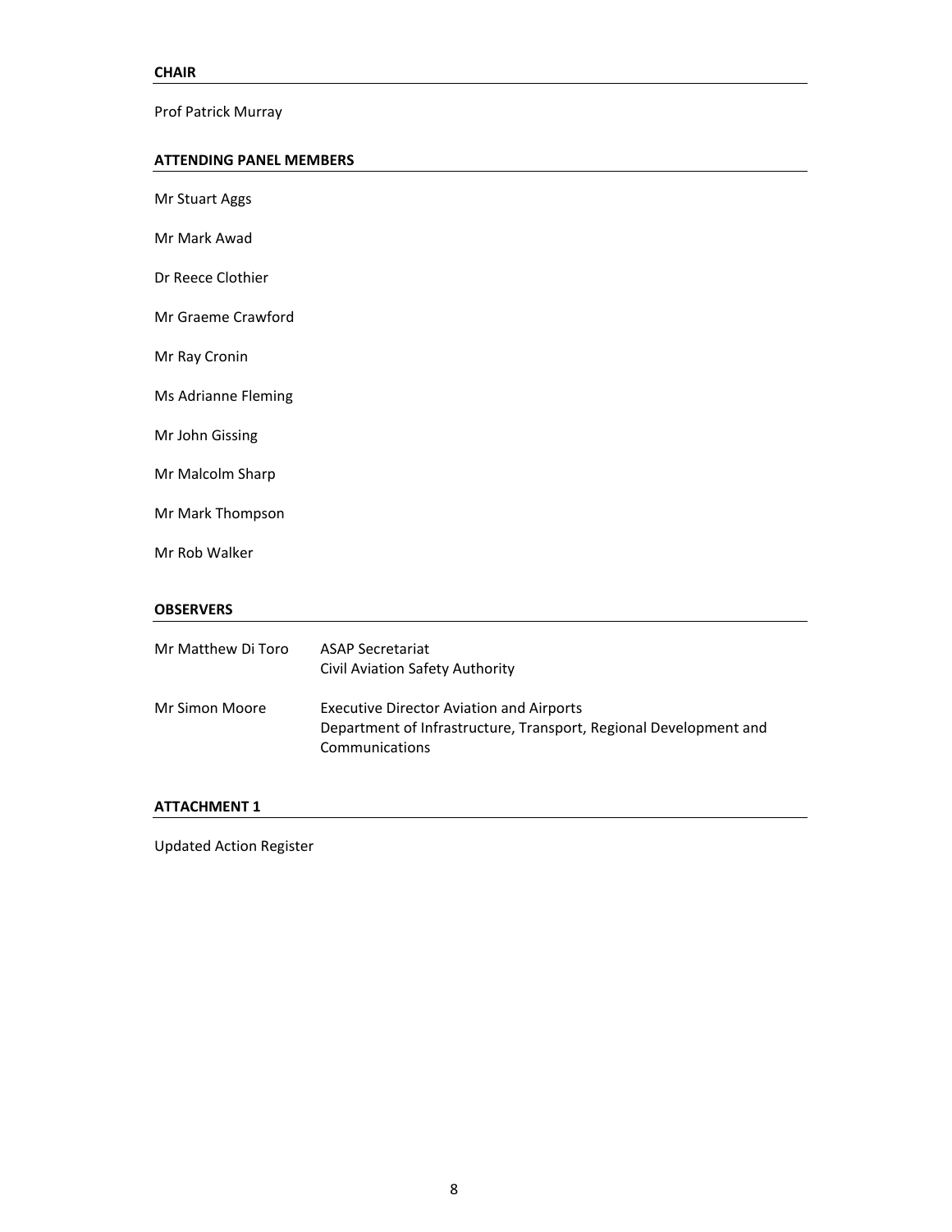## CHAIR

Prof Patrick Murray

## ATTENDING PANEL MEMBERS

Mr Stuart Aggs

Mr Mark Awad

Dr Reece Clothier

Mr Graeme Crawford

Mr Ray Cronin

Ms Adrianne Fleming

Mr John Gissing

Mr Malcolm Sharp

Mr Mark Thompson

Mr Rob Walker

## OBSERVERS

| | |
|---|---|
| Mr Matthew Di Toro | ASAP Secretariat<br>Civil Aviation Safety Authority |
| Mr Simon Moore | Executive Director Aviation and Airports<br>Department of Infrastructure, Transport, Regional Development and Communications |

## ATTACHMENT 1

Updated Action Register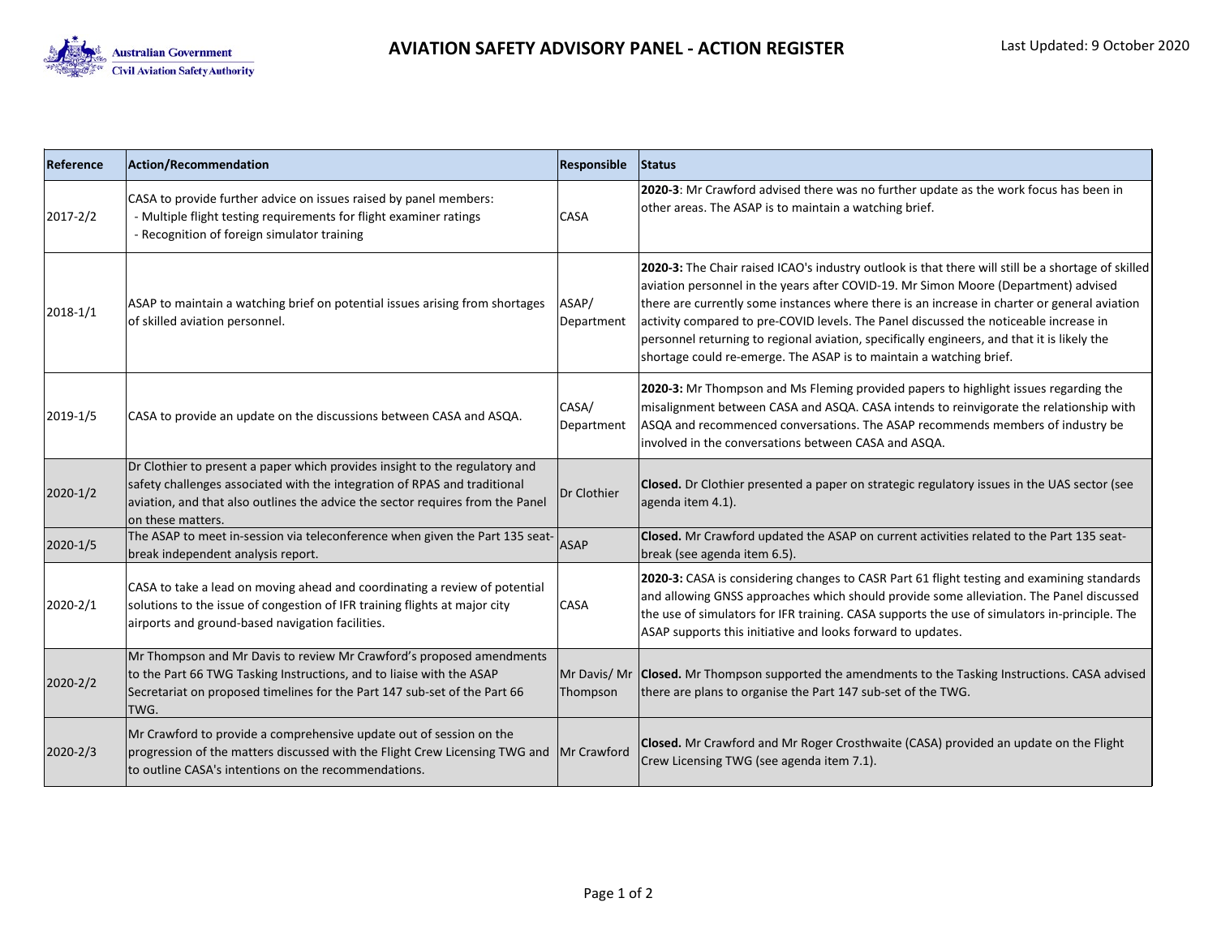# AVIATION SAFETY ADVISORY PANEL - ACTION REGISTER

Last Updated: 9 October 2020

| Reference | Action/Recommendation | Responsible | Status |
|---|---|---|---|
| 2017-2/2 | CASA to provide further advice on issues raised by panel members:<br>- Multiple flight testing requirements for flight examiner ratings<br>- Recognition of foreign simulator training | CASA | **2020-3**: Mr Crawford advised there was no further update as the work focus has been in other areas. The ASAP is to maintain a watching brief. |
| 2018-1/1 | ASAP to maintain a watching brief on potential issues arising from shortages of skilled aviation personnel. | ASAP/ Department | **2020-3:** The Chair raised ICAO's industry outlook is that there will still be a shortage of skilled aviation personnel in the years after COVID-19. Mr Simon Moore (Department) advised there are currently some instances where there is an increase in charter or general aviation activity compared to pre-COVID levels. The Panel discussed the noticeable increase in personnel returning to regional aviation, specifically engineers, and that it is likely the shortage could re-emerge. The ASAP is to maintain a watching brief. |
| 2019-1/5 | CASA to provide an update on the discussions between CASA and ASQA. | CASA/ Department | **2020-3:** Mr Thompson and Ms Fleming provided papers to highlight issues regarding the misalignment between CASA and ASQA. CASA intends to reinvigorate the relationship with ASQA and recommenced conversations. The ASAP recommends members of industry be involved in the conversations between CASA and ASQA. |
| 2020-1/2 | Dr Clothier to present a paper which provides insight to the regulatory and safety challenges associated with the integration of RPAS and traditional aviation, and that also outlines the advice the sector requires from the Panel on these matters. | Dr Clothier | **Closed.** Dr Clothier presented a paper on strategic regulatory issues in the UAS sector (see agenda item 4.1). |
| 2020-1/5 | The ASAP to meet in-session via teleconference when given the Part 135 seat-break independent analysis report. | ASAP | **Closed.** Mr Crawford updated the ASAP on current activities related to the Part 135 seat-break (see agenda item 6.5). |
| 2020-2/1 | CASA to take a lead on moving ahead and coordinating a review of potential solutions to the issue of congestion of IFR training flights at major city airports and ground-based navigation facilities. | CASA | **2020-3:** CASA is considering changes to CASR Part 61 flight testing and examining standards and allowing GNSS approaches which should provide some alleviation. The Panel discussed the use of simulators for IFR training. CASA supports the use of simulators in-principle. The ASAP supports this initiative and looks forward to updates. |
| 2020-2/2 | Mr Thompson and Mr Davis to review Mr Crawford's proposed amendments to the Part 66 TWG Tasking Instructions, and to liaise with the ASAP Secretariat on proposed timelines for the Part 147 sub-set of the Part 66 TWG. | Mr Davis/ Mr Thompson | **Closed.** Mr Thompson supported the amendments to the Tasking Instructions. CASA advised there are plans to organise the Part 147 sub-set of the TWG. |
| 2020-2/3 | Mr Crawford to provide a comprehensive update out of session on the progression of the matters discussed with the Flight Crew Licensing TWG and to outline CASA's intentions on the recommendations. | Mr Crawford | **Closed.** Mr Crawford and Mr Roger Crosthwaite (CASA) provided an update on the Flight Crew Licensing TWG (see agenda item 7.1). |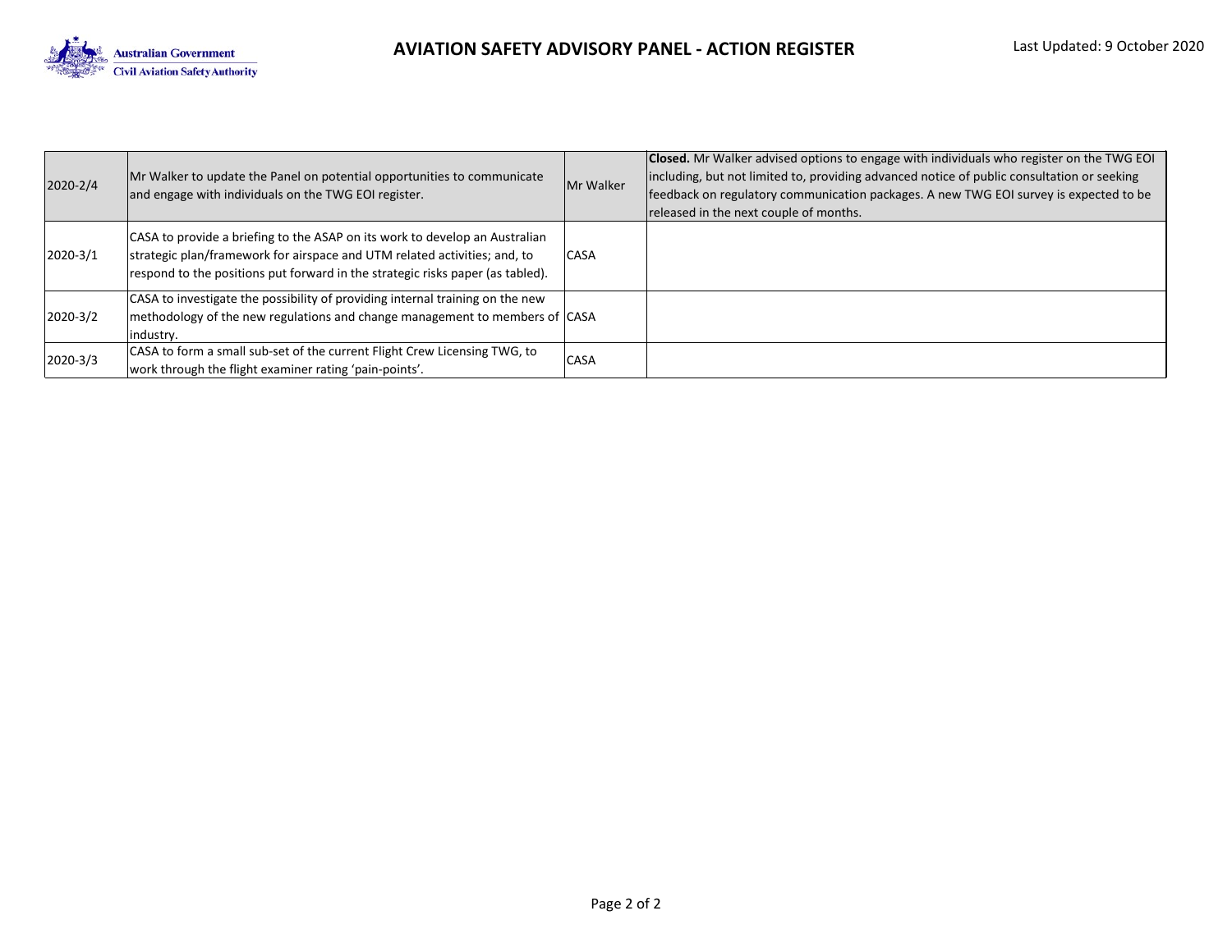| | | | |
|---|---|---|---|
| 2020-2/4 | Mr Walker to update the Panel on potential opportunities to communicate and engage with individuals on the TWG EOI register. | Mr Walker | **Closed.** Mr Walker advised options to engage with individuals who register on the TWG EOI including, but not limited to, providing advanced notice of public consultation or seeking feedback on regulatory communication packages. A new TWG EOI survey is expected to be released in the next couple of months. |
| 2020-3/1 | CASA to provide a briefing to the ASAP on its work to develop an Australian strategic plan/framework for airspace and UTM related activities; and, to respond to the positions put forward in the strategic risks paper (as tabled). | CASA | |
| 2020-3/2 | CASA to investigate the possibility of providing internal training on the new methodology of the new regulations and change management to members of industry. | CASA | |
| 2020-3/3 | CASA to form a small sub-set of the current Flight Crew Licensing TWG, to work through the flight examiner rating 'pain-points'. | CASA | |